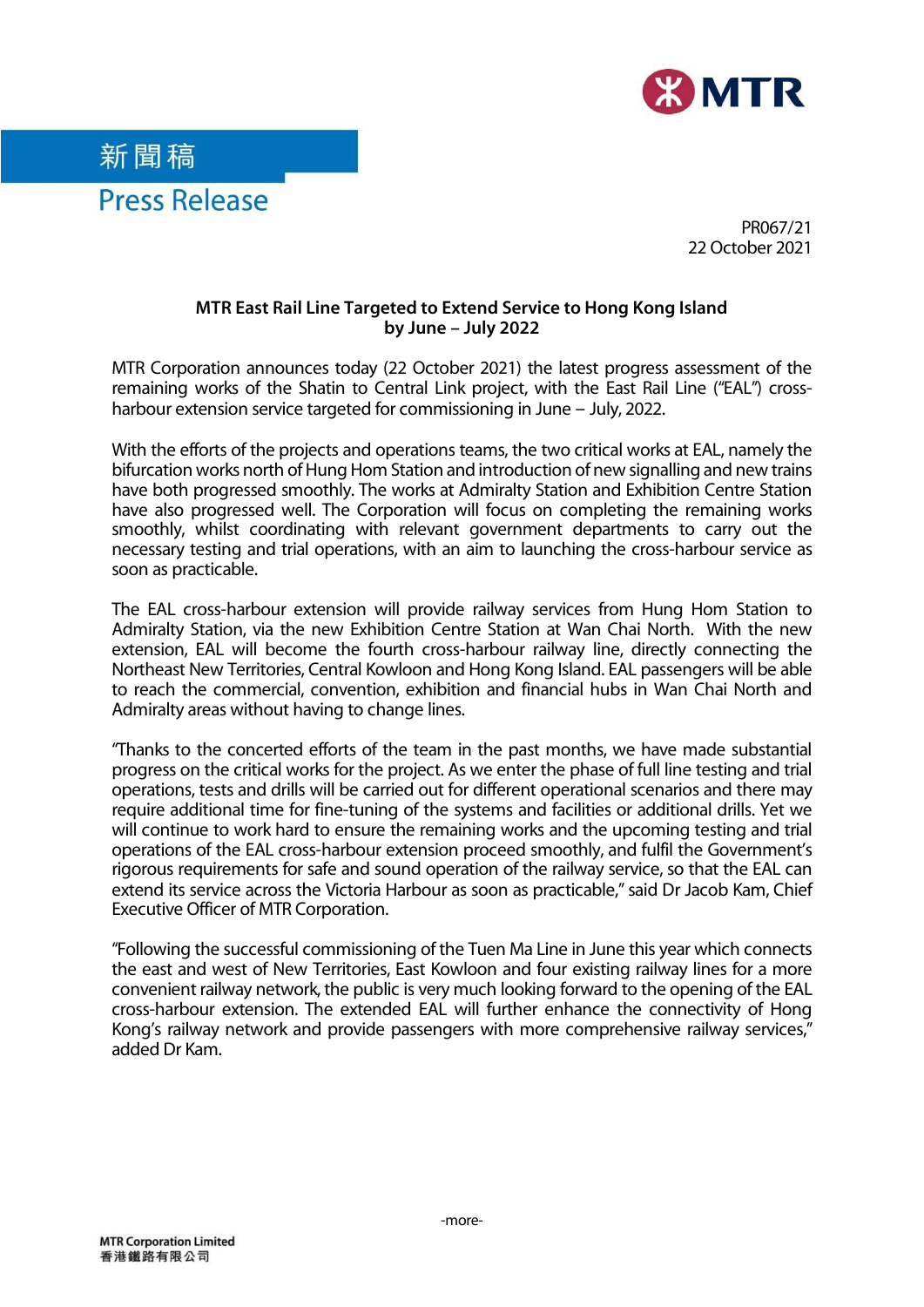新聞稿

Press Release

PR067/21
22 October 2021

## MTR East Rail Line Targeted to Extend Service to Hong Kong Island by June – July 2022

MTR Corporation announces today (22 October 2021) the latest progress assessment of the remaining works of the Shatin to Central Link project, with the East Rail Line ("EAL") cross-harbour extension service targeted for commissioning in June – July, 2022.

With the efforts of the projects and operations teams, the two critical works at EAL, namely the bifurcation works north of Hung Hom Station and introduction of new signalling and new trains have both progressed smoothly. The works at Admiralty Station and Exhibition Centre Station have also progressed well. The Corporation will focus on completing the remaining works smoothly, whilst coordinating with relevant government departments to carry out the necessary testing and trial operations, with an aim to launching the cross-harbour service as soon as practicable.

The EAL cross-harbour extension will provide railway services from Hung Hom Station to Admiralty Station, via the new Exhibition Centre Station at Wan Chai North. With the new extension, EAL will become the fourth cross-harbour railway line, directly connecting the Northeast New Territories, Central Kowloon and Hong Kong Island. EAL passengers will be able to reach the commercial, convention, exhibition and financial hubs in Wan Chai North and Admiralty areas without having to change lines.

"Thanks to the concerted efforts of the team in the past months, we have made substantial progress on the critical works for the project. As we enter the phase of full line testing and trial operations, tests and drills will be carried out for different operational scenarios and there may require additional time for fine-tuning of the systems and facilities or additional drills. Yet we will continue to work hard to ensure the remaining works and the upcoming testing and trial operations of the EAL cross-harbour extension proceed smoothly, and fulfil the Government's rigorous requirements for safe and sound operation of the railway service, so that the EAL can extend its service across the Victoria Harbour as soon as practicable," said Dr Jacob Kam, Chief Executive Officer of MTR Corporation.

"Following the successful commissioning of the Tuen Ma Line in June this year which connects the east and west of New Territories, East Kowloon and four existing railway lines for a more convenient railway network, the public is very much looking forward to the opening of the EAL cross-harbour extension. The extended EAL will further enhance the connectivity of Hong Kong's railway network and provide passengers with more comprehensive railway services," added Dr Kam.

-more-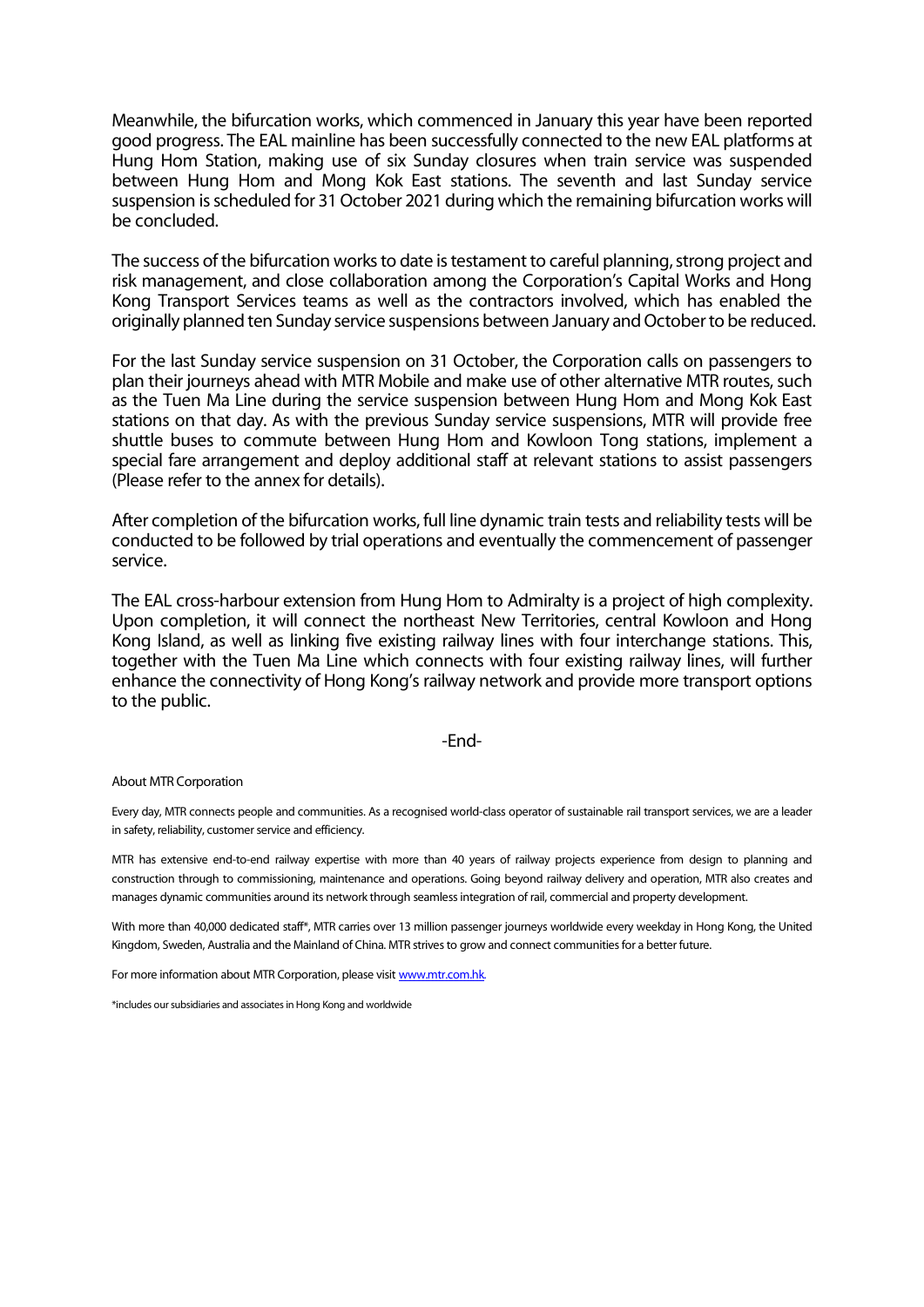Meanwhile, the bifurcation works, which commenced in January this year have been reported good progress. The EAL mainline has been successfully connected to the new EAL platforms at Hung Hom Station, making use of six Sunday closures when train service was suspended between Hung Hom and Mong Kok East stations. The seventh and last Sunday service suspension is scheduled for 31 October 2021 during which the remaining bifurcation works will be concluded.

The success of the bifurcation works to date is testament to careful planning, strong project and risk management, and close collaboration among the Corporation's Capital Works and Hong Kong Transport Services teams as well as the contractors involved, which has enabled the originally planned ten Sunday service suspensions between January and October to be reduced.

For the last Sunday service suspension on 31 October, the Corporation calls on passengers to plan their journeys ahead with MTR Mobile and make use of other alternative MTR routes, such as the Tuen Ma Line during the service suspension between Hung Hom and Mong Kok East stations on that day. As with the previous Sunday service suspensions, MTR will provide free shuttle buses to commute between Hung Hom and Kowloon Tong stations, implement a special fare arrangement and deploy additional staff at relevant stations to assist passengers (Please refer to the annex for details).

After completion of the bifurcation works, full line dynamic train tests and reliability tests will be conducted to be followed by trial operations and eventually the commencement of passenger service.

The EAL cross-harbour extension from Hung Hom to Admiralty is a project of high complexity. Upon completion, it will connect the northeast New Territories, central Kowloon and Hong Kong Island, as well as linking five existing railway lines with four interchange stations. This, together with the Tuen Ma Line which connects with four existing railway lines, will further enhance the connectivity of Hong Kong's railway network and provide more transport options to the public.

-End-

About MTR Corporation

Every day, MTR connects people and communities. As a recognised world-class operator of sustainable rail transport services, we are a leader in safety, reliability, customer service and efficiency.

MTR has extensive end-to-end railway expertise with more than 40 years of railway projects experience from design to planning and construction through to commissioning, maintenance and operations. Going beyond railway delivery and operation, MTR also creates and manages dynamic communities around its network through seamless integration of rail, commercial and property development.

With more than 40,000 dedicated staff*, MTR carries over 13 million passenger journeys worldwide every weekday in Hong Kong, the United Kingdom, Sweden, Australia and the Mainland of China. MTR strives to grow and connect communities for a better future.

For more information about MTR Corporation, please visit www.mtr.com.hk.

*includes our subsidiaries and associates in Hong Kong and worldwide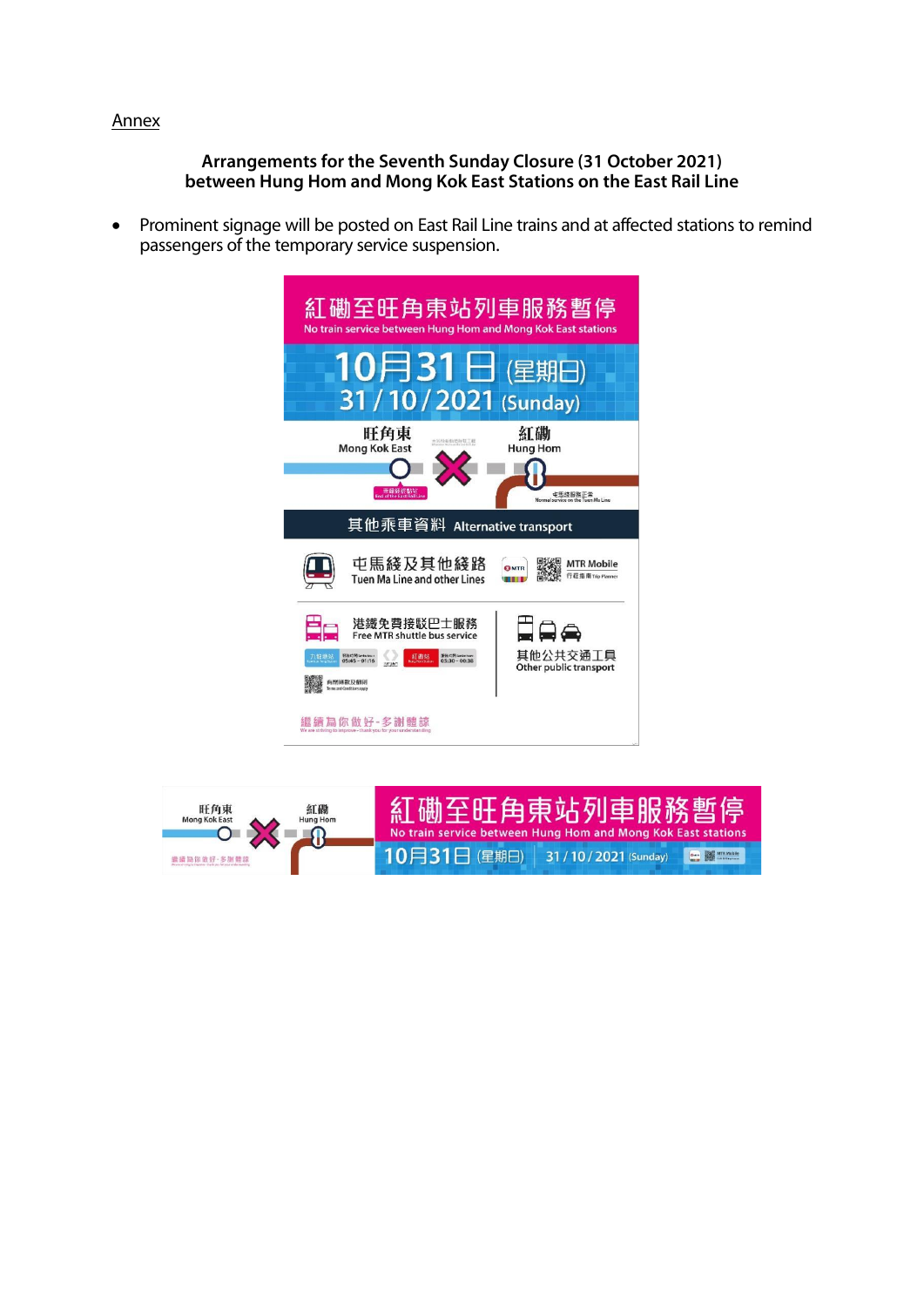Annex

**Arrangements for the Seventh Sunday Closure (31 October 2021) between Hung Hom and Mong Kok East Stations on the East Rail Line**

- Prominent signage will be posted on East Rail Line trains and at affected stations to remind passengers of the temporary service suspension.

紅磡至旺角東站列車服務暫停
No train service between Hung Hom and Mong Kok East stations

10月31日 (星期日)
31 / 10 / 2021 (Sunday)

旺角東
Mong Kok East

紅磡
Hung Hom

其他乘車資料 Alternative transport

屯馬綫及其他綫路
Tuen Ma Line and other Lines

MTR Mobile

港鐵免費接駁巴士服務
Free MTR shuttle bus service

其他公共交通工具
Other public transport

繼續為你做好・多謝體諒

紅磡至旺角東站列車服務暫停
No train service between Hung Hom and Mong Kok East stations

10月31日 (星期日) 31 / 10 / 2021 (Sunday)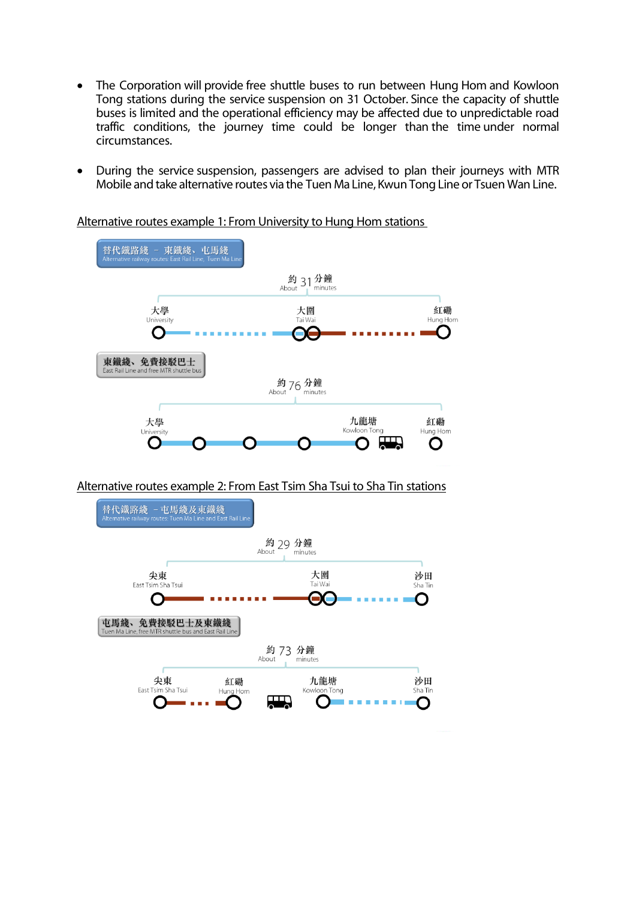- The Corporation will provide free shuttle buses to run between Hung Hom and Kowloon Tong stations during the service suspension on 31 October. Since the capacity of shuttle buses is limited and the operational efficiency may be affected due to unpredictable road traffic conditions, the journey time could be longer than the time under normal circumstances.

- During the service suspension, passengers are advised to plan their journeys with MTR Mobile and take alternative routes via the Tuen Ma Line, Kwun Tong Line or Tsuen Wan Line.

Alternative routes example 1: From University to Hung Hom stations

替代鐵路綫 – 東鐵綫、屯馬綫
Alternative railway routes: East Rail Line, Tuen Ma Line

約 31 分鐘
About 31 minutes

大學 University — 大圍 Tai Wai — 紅磡 Hung Hom

東鐵綫、免費接駁巴士
East Rail Line and free MTR shuttle bus

約 76 分鐘
About 76 minutes

大學 University — 九龍塘 Kowloon Tong — 紅磡 Hung Hom

Alternative routes example 2: From East Tsim Sha Tsui to Sha Tin stations

替代鐵路綫 – 屯馬綫及東鐵綫
Alternative railway routes: Tuen Ma Line and East Rail Line

約 29 分鐘
About 29 minutes

尖東 East Tsim Sha Tsui — 大圍 Tai Wai — 沙田 Sha Tin

屯馬綫、免費接駁巴士及東鐵綫
Tuen Ma Line, free MTR shuttle bus and East Rail Line

約 73 分鐘
About 73 minutes

尖東 East Tsim Sha Tsui — 紅磡 Hung Hom — 九龍塘 Kowloon Tong — 沙田 Sha Tin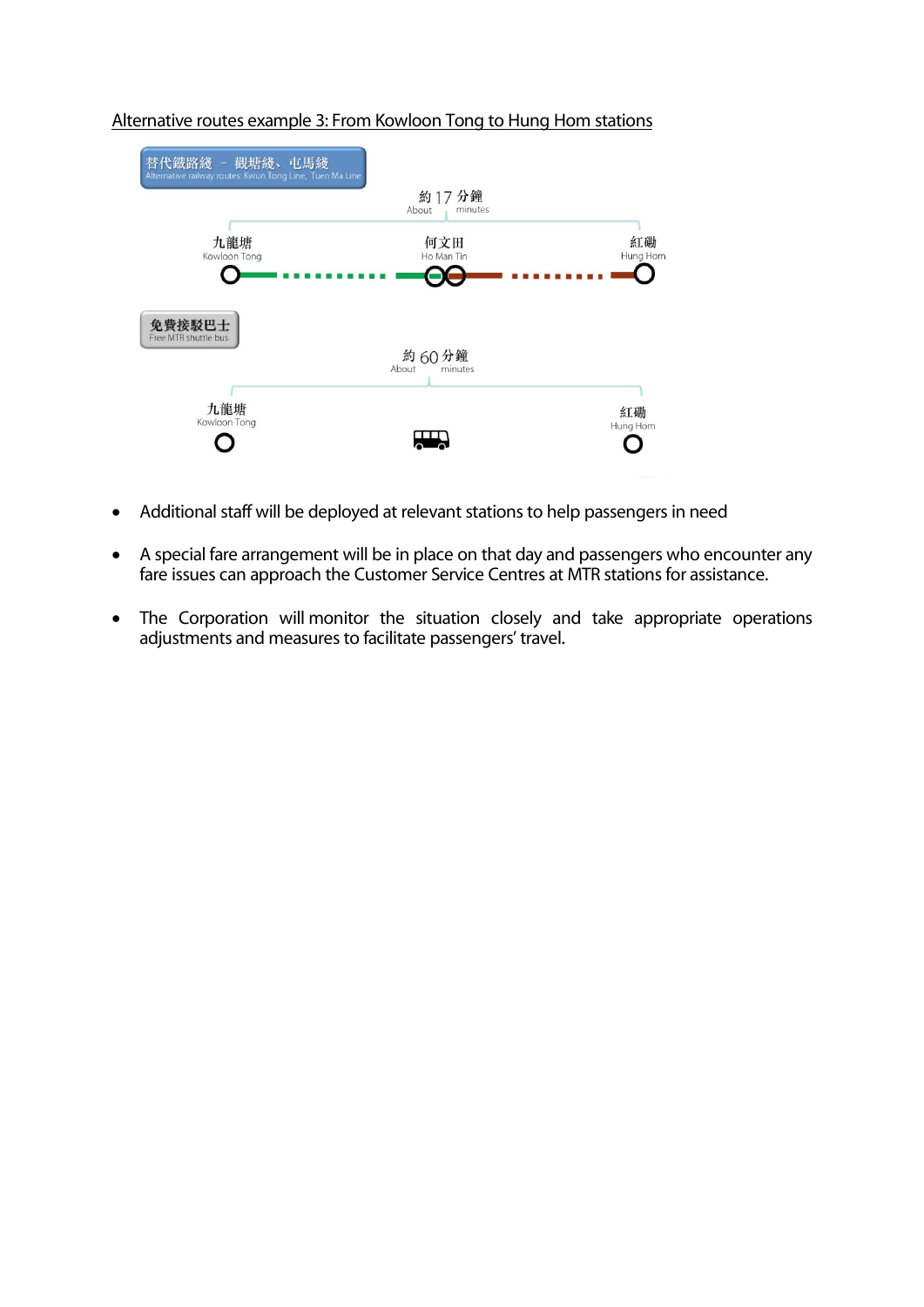Alternative routes example 3: From Kowloon Tong to Hung Hom stations

替代鐵路綫 － 觀塘綫、屯馬綫
Alternative railway routes: Kwun Tong Line, Tuen Ma Line

約 17 分鐘
About minutes

九龍塘
Kowloon Tong

何文田
Ho Man Tin

紅磡
Hung Hom

免費接駁巴士
Free MTR shuttle bus

約 60 分鐘
About minutes

九龍塘
Kowloon Tong

紅磡
Hung Hom

- Additional staff will be deployed at relevant stations to help passengers in need
- A special fare arrangement will be in place on that day and passengers who encounter any fare issues can approach the Customer Service Centres at MTR stations for assistance.
- The Corporation will monitor the situation closely and take appropriate operations adjustments and measures to facilitate passengers' travel.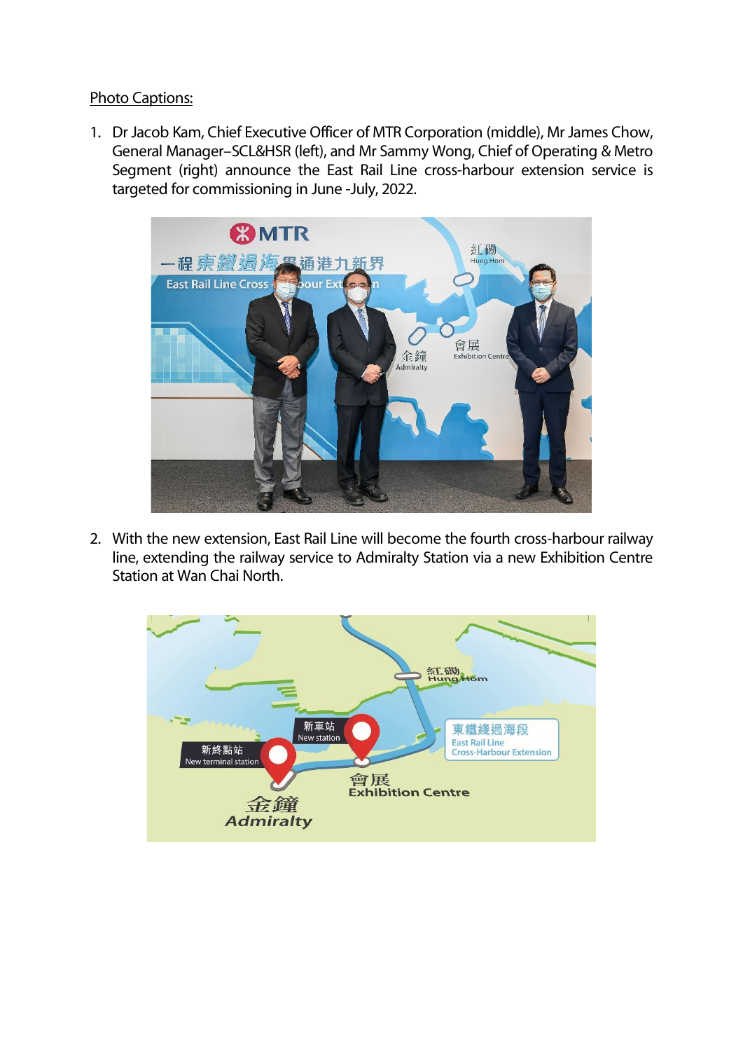Photo Captions:

1. Dr Jacob Kam, Chief Executive Officer of MTR Corporation (middle), Mr James Chow, General Manager–SCL&HSR (left), and Mr Sammy Wong, Chief of Operating & Metro Segment (right) announce the East Rail Line cross-harbour extension service is targeted for commissioning in June -July, 2022.

2. With the new extension, East Rail Line will become the fourth cross-harbour railway line, extending the railway service to Admiralty Station via a new Exhibition Centre Station at Wan Chai North.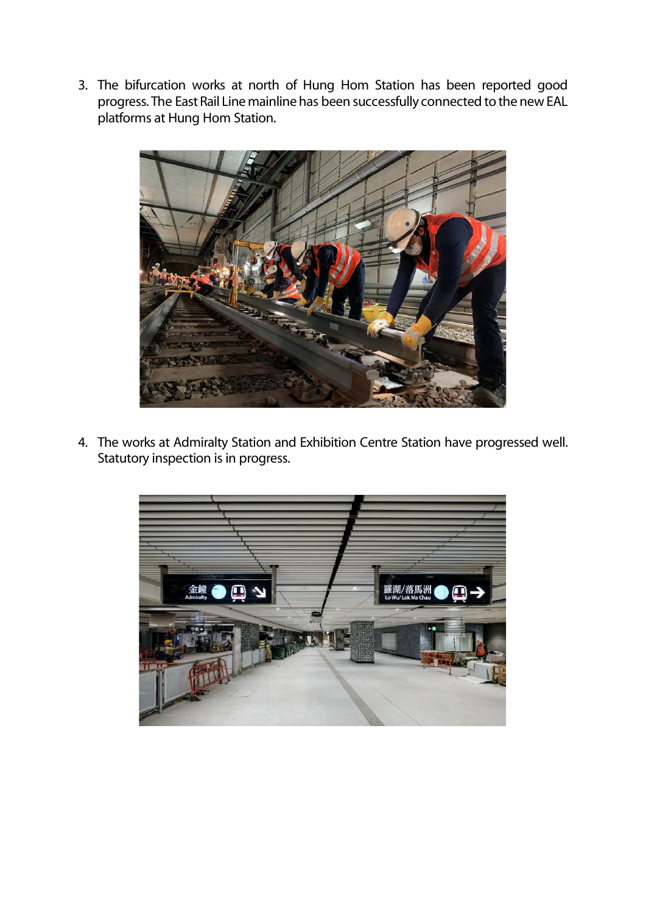3. The bifurcation works at north of Hung Hom Station has been reported good progress. The East Rail Line mainline has been successfully connected to the new EAL platforms at Hung Hom Station.

4. The works at Admiralty Station and Exhibition Centre Station have progressed well. Statutory inspection is in progress.